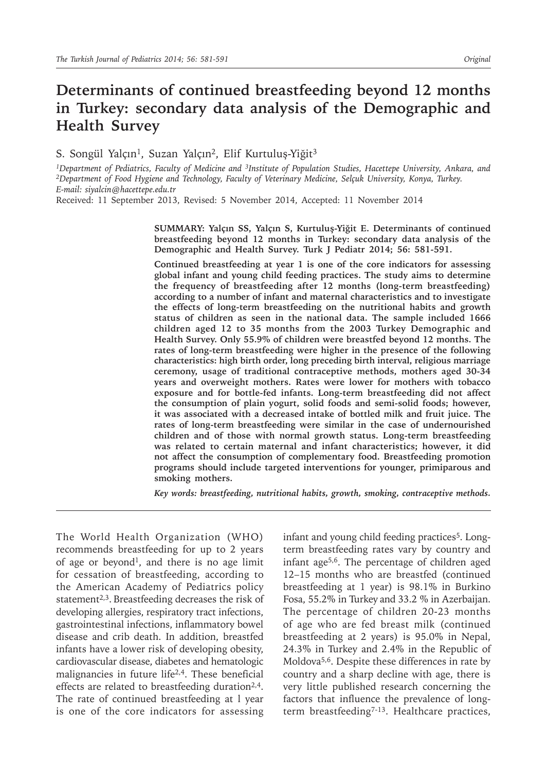# Determinants of continued breastfeeding beyond 12 months in Turkey: secondary data analysis of the Demographic and Health Survey

S. Songül Yalçın[1], Suzan Yalçın[2], Elif Kurtuluş-Yiğit[3]

*[1]Department of Pediatrics, Faculty of Medicine and [3]Institute of Population Studies, Hacettepe University, Ankara, and [2]Department of Food Hygiene and Technology, Faculty of Veterinary Medicine, Selçuk University, Konya, Turkey.*
*E-mail: siyalcin@hacettepe.edu.tr*

Received: 11 September 2013, Revised: 5 November 2014, Accepted: 11 November 2014

**SUMMARY: Yalçın SS, Yalçın S, Kurtuluş-Yiğit E. Determinants of continued breastfeeding beyond 12 months in Turkey: secondary data analysis of the Demographic and Health Survey. Turk J Pediatr 2014; 56: 581-591.**

**Continued breastfeeding at year 1 is one of the core indicators for assessing global infant and young child feeding practices. The study aims to determine the frequency of breastfeeding after 12 months (long-term breastfeeding) according to a number of infant and maternal characteristics and to investigate the effects of long-term breastfeeding on the nutritional habits and growth status of children as seen in the national data. The sample included 1666 children aged 12 to 35 months from the 2003 Turkey Demographic and Health Survey. Only 55.9% of children were breastfed beyond 12 months. The rates of long-term breastfeeding were higher in the presence of the following characteristics: high birth order, long preceding birth interval, religious marriage ceremony, usage of traditional contraceptive methods, mothers aged 30-34 years and overweight mothers. Rates were lower for mothers with tobacco exposure and for bottle-fed infants. Long-term breastfeeding did not affect the consumption of plain yogurt, solid foods and semi-solid foods; however, it was associated with a decreased intake of bottled milk and fruit juice. The rates of long-term breastfeeding were similar in the case of undernourished children and of those with normal growth status. Long-term breastfeeding was related to certain maternal and infant characteristics; however, it did not affect the consumption of complementary food. Breastfeeding promotion programs should include targeted interventions for younger, primiparous and smoking mothers.**

***Key words: breastfeeding, nutritional habits, growth, smoking, contraceptive methods.***

---

The World Health Organization (WHO) recommends breastfeeding for up to 2 years of age or beyond[1], and there is no age limit for cessation of breastfeeding, according to the American Academy of Pediatrics policy statement[2,3]. Breastfeeding decreases the risk of developing allergies, respiratory tract infections, gastrointestinal infections, inflammatory bowel disease and crib death. In addition, breastfed infants have a lower risk of developing obesity, cardiovascular disease, diabetes and hematologic malignancies in future life[2,4]. These beneficial effects are related to breastfeeding duration[2,4]. The rate of continued breastfeeding at 1 year is one of the core indicators for assessing infant and young child feeding practices[5]. Long-term breastfeeding rates vary by country and infant age[5,6]. The percentage of children aged 12–15 months who are breastfed (continued breastfeeding at 1 year) is 98.1% in Burkino Fosa, 55.2% in Turkey and 33.2 % in Azerbaijan. The percentage of children 20-23 months of age who are fed breast milk (continued breastfeeding at 2 years) is 95.0% in Nepal, 24.3% in Turkey and 2.4% in the Republic of Moldova[5,6]. Despite these differences in rate by country and a sharp decline with age, there is very little published research concerning the factors that influence the prevalence of long-term breastfeeding[7-13]. Healthcare practices,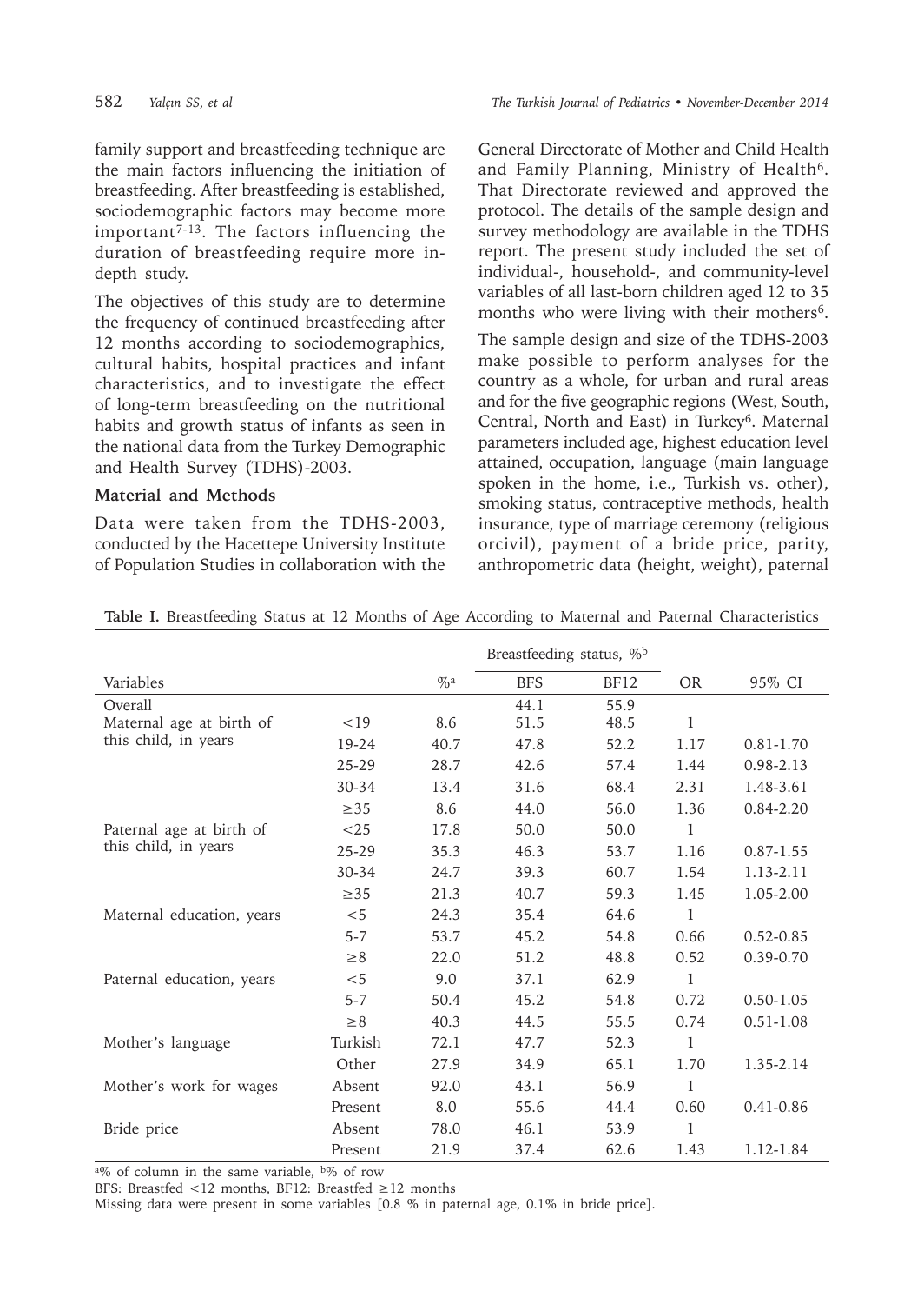family support and breastfeeding technique are the main factors influencing the initiation of breastfeeding. After breastfeeding is established, sociodemographic factors may become more important[7-13]. The factors influencing the duration of breastfeeding require more in-depth study.

The objectives of this study are to determine the frequency of continued breastfeeding after 12 months according to sociodemographics, cultural habits, hospital practices and infant characteristics, and to investigate the effect of long-term breastfeeding on the nutritional habits and growth status of infants as seen in the national data from the Turkey Demographic and Health Survey (TDHS)-2003.

### Material and Methods

Data were taken from the TDHS-2003, conducted by the Hacettepe University Institute of Population Studies in collaboration with the General Directorate of Mother and Child Health and Family Planning, Ministry of Health[6]. That Directorate reviewed and approved the protocol. The details of the sample design and survey methodology are available in the TDHS report. The present study included the set of individual-, household-, and community-level variables of all last-born children aged 12 to 35 months who were living with their mothers[6].

The sample design and size of the TDHS-2003 make possible to perform analyses for the country as a whole, for urban and rural areas and for the five geographic regions (West, South, Central, North and East) in Turkey[6]. Maternal parameters included age, highest education level attained, occupation, language (main language spoken in the home, i.e., Turkish vs. other), smoking status, contraceptive methods, health insurance, type of marriage ceremony (religious orcivil), payment of a bride price, parity, anthropometric data (height, weight), paternal

**Table I.** Breastfeeding Status at 12 Months of Age According to Maternal and Paternal Characteristics

| Variables | | %[a] | Breastfeeding status, %[b] | | OR | 95% CI |
|---|---|---|---|---|---|---|
| | | | BFS | BF12 | | |
| Overall | | | 44.1 | 55.9 | | |
| Maternal age at birth of this child, in years | <19 | 8.6 | 51.5 | 48.5 | 1 | |
| | 19-24 | 40.7 | 47.8 | 52.2 | 1.17 | 0.81-1.70 |
| | 25-29 | 28.7 | 42.6 | 57.4 | 1.44 | 0.98-2.13 |
| | 30-34 | 13.4 | 31.6 | 68.4 | 2.31 | 1.48-3.61 |
| | ≥35 | 8.6 | 44.0 | 56.0 | 1.36 | 0.84-2.20 |
| Paternal age at birth of this child, in years | <25 | 17.8 | 50.0 | 50.0 | 1 | |
| | 25-29 | 35.3 | 46.3 | 53.7 | 1.16 | 0.87-1.55 |
| | 30-34 | 24.7 | 39.3 | 60.7 | 1.54 | 1.13-2.11 |
| | ≥35 | 21.3 | 40.7 | 59.3 | 1.45 | 1.05-2.00 |
| Maternal education, years | <5 | 24.3 | 35.4 | 64.6 | 1 | |
| | 5-7 | 53.7 | 45.2 | 54.8 | 0.66 | 0.52-0.85 |
| | ≥8 | 22.0 | 51.2 | 48.8 | 0.52 | 0.39-0.70 |
| Paternal education, years | <5 | 9.0 | 37.1 | 62.9 | 1 | |
| | 5-7 | 50.4 | 45.2 | 54.8 | 0.72 | 0.50-1.05 |
| | ≥8 | 40.3 | 44.5 | 55.5 | 0.74 | 0.51-1.08 |
| Mother's language | Turkish | 72.1 | 47.7 | 52.3 | 1 | |
| | Other | 27.9 | 34.9 | 65.1 | 1.70 | 1.35-2.14 |
| Mother's work for wages | Absent | 92.0 | 43.1 | 56.9 | 1 | |
| | Present | 8.0 | 55.6 | 44.4 | 0.60 | 0.41-0.86 |
| Bride price | Absent | 78.0 | 46.1 | 53.9 | 1 | |
| | Present | 21.9 | 37.4 | 62.6 | 1.43 | 1.12-1.84 |

[a]% of column in the same variable, [b]% of row

BFS: Breastfed <12 months, BF12: Breastfed ≥12 months

Missing data were present in some variables [0.8 % in paternal age, 0.1% in bride price].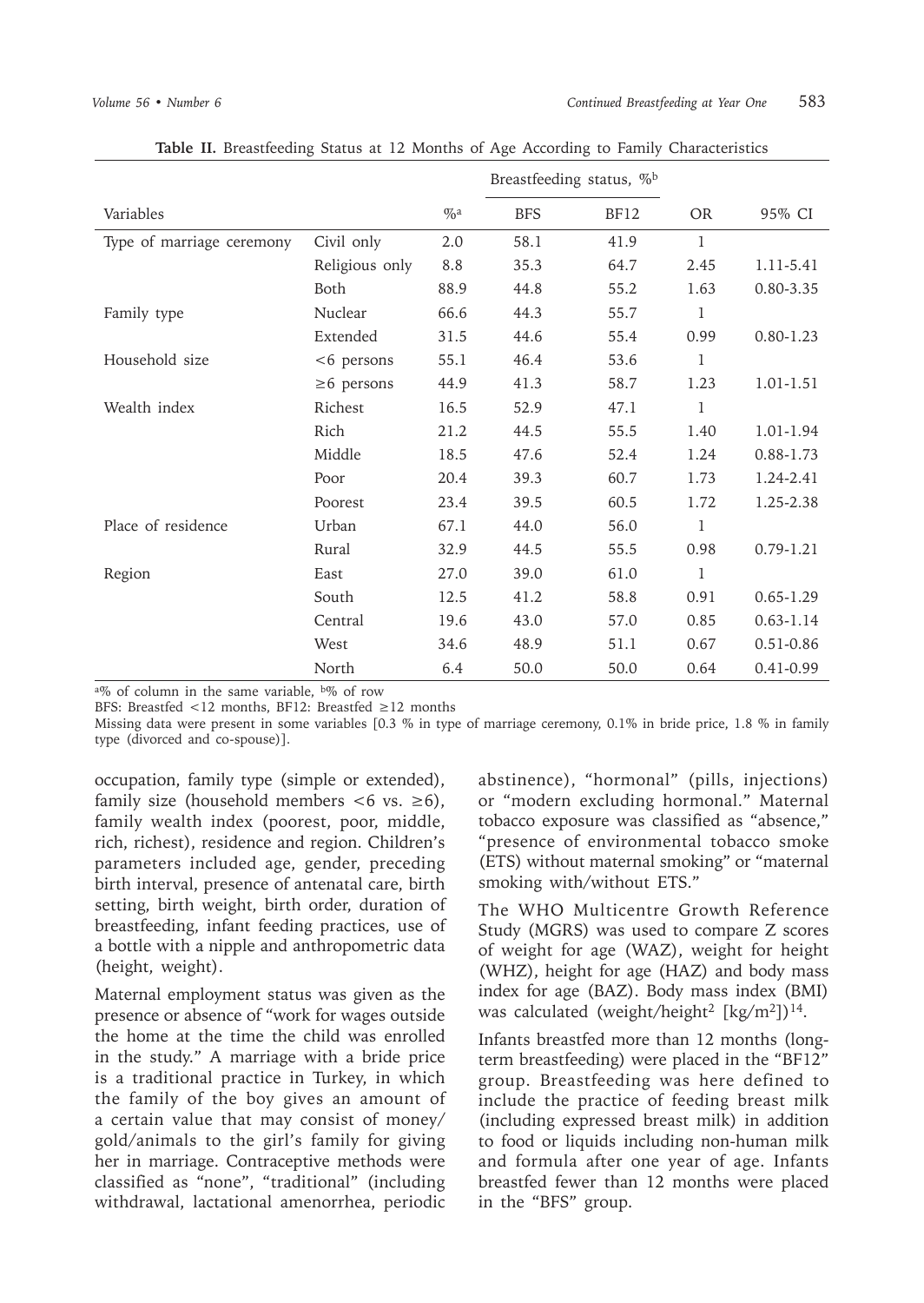**Table II.** Breastfeeding Status at 12 Months of Age According to Family Characteristics

| Variables | | %[a] | Breastfeeding status, %[b] | | OR | 95% CI |
|---|---|---|---|---|---|---|
| | | | BFS | BF12 | | |
| Type of marriage ceremony | Civil only | 2.0 | 58.1 | 41.9 | 1 | |
| | Religious only | 8.8 | 35.3 | 64.7 | 2.45 | 1.11-5.41 |
| | Both | 88.9 | 44.8 | 55.2 | 1.63 | 0.80-3.35 |
| Family type | Nuclear | 66.6 | 44.3 | 55.7 | 1 | |
| | Extended | 31.5 | 44.6 | 55.4 | 0.99 | 0.80-1.23 |
| Household size | <6 persons | 55.1 | 46.4 | 53.6 | 1 | |
| | ≥6 persons | 44.9 | 41.3 | 58.7 | 1.23 | 1.01-1.51 |
| Wealth index | Richest | 16.5 | 52.9 | 47.1 | 1 | |
| | Rich | 21.2 | 44.5 | 55.5 | 1.40 | 1.01-1.94 |
| | Middle | 18.5 | 47.6 | 52.4 | 1.24 | 0.88-1.73 |
| | Poor | 20.4 | 39.3 | 60.7 | 1.73 | 1.24-2.41 |
| | Poorest | 23.4 | 39.5 | 60.5 | 1.72 | 1.25-2.38 |
| Place of residence | Urban | 67.1 | 44.0 | 56.0 | 1 | |
| | Rural | 32.9 | 44.5 | 55.5 | 0.98 | 0.79-1.21 |
| Region | East | 27.0 | 39.0 | 61.0 | 1 | |
| | South | 12.5 | 41.2 | 58.8 | 0.91 | 0.65-1.29 |
| | Central | 19.6 | 43.0 | 57.0 | 0.85 | 0.63-1.14 |
| | West | 34.6 | 48.9 | 51.1 | 0.67 | 0.51-0.86 |
| | North | 6.4 | 50.0 | 50.0 | 0.64 | 0.41-0.99 |

[a]% of column in the same variable, [b]% of row

BFS: Breastfed <12 months, BF12: Breastfed ≥12 months

Missing data were present in some variables [0.3 % in type of marriage ceremony, 0.1% in bride price, 1.8 % in family type (divorced and co-spouse)].

occupation, family type (simple or extended), family size (household members <6 vs. ≥6), family wealth index (poorest, poor, middle, rich, richest), residence and region. Children's parameters included age, gender, preceding birth interval, presence of antenatal care, birth setting, birth weight, birth order, duration of breastfeeding, infant feeding practices, use of a bottle with a nipple and anthropometric data (height, weight).

Maternal employment status was given as the presence or absence of "work for wages outside the home at the time the child was enrolled in the study." A marriage with a bride price is a traditional practice in Turkey, in which the family of the boy gives an amount of a certain value that may consist of money/gold/animals to the girl's family for giving her in marriage. Contraceptive methods were classified as "none", "traditional" (including withdrawal, lactational amenorrhea, periodic abstinence), "hormonal" (pills, injections) or "modern excluding hormonal." Maternal tobacco exposure was classified as "absence," "presence of environmental tobacco smoke (ETS) without maternal smoking" or "maternal smoking with/without ETS."

The WHO Multicentre Growth Reference Study (MGRS) was used to compare Z scores of weight for age (WAZ), weight for height (WHZ), height for age (HAZ) and body mass index for age (BAZ). Body mass index (BMI) was calculated (weight/height$^2$ [kg/m$^2$])[14].

Infants breastfed more than 12 months (long-term breastfeeding) were placed in the "BF12" group. Breastfeeding was here defined to include the practice of feeding breast milk (including expressed breast milk) in addition to food or liquids including non-human milk and formula after one year of age. Infants breastfed fewer than 12 months were placed in the "BFS" group.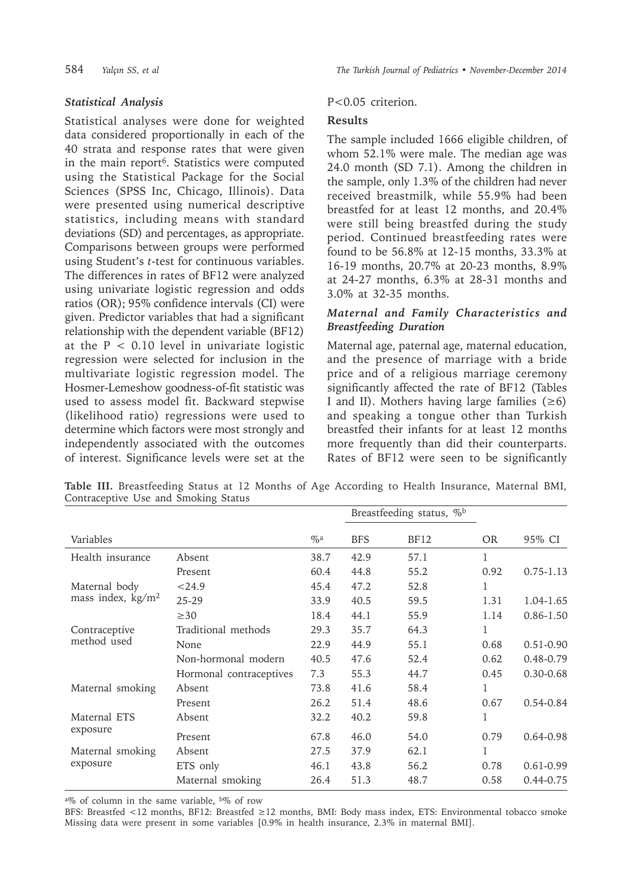### *Statistical Analysis*

Statistical analyses were done for weighted data considered proportionally in each of the 40 strata and response rates that were given in the main report[6]. Statistics were computed using the Statistical Package for the Social Sciences (SPSS Inc, Chicago, Illinois). Data were presented using numerical descriptive statistics, including means with standard deviations (SD) and percentages, as appropriate. Comparisons between groups were performed using Student's *t*-test for continuous variables. The differences in rates of BF12 were analyzed using univariate logistic regression and odds ratios (OR); 95% confidence intervals (CI) were given. Predictor variables that had a significant relationship with the dependent variable (BF12) at the $P < 0.10$ level in univariate logistic regression were selected for inclusion in the multivariate logistic regression model. The Hosmer-Lemeshow goodness-of-fit statistic was used to assess model fit. Backward stepwise (likelihood ratio) regressions were used to determine which factors were most strongly and independently associated with the outcomes of interest. Significance levels were set at the $P<0.05$ criterion.

### Results

The sample included 1666 eligible children, of whom 52.1% were male. The median age was 24.0 month (SD 7.1). Among the children in the sample, only 1.3% of the children had never received breastmilk, while 55.9% had been breastfed for at least 12 months, and 20.4% were still being breastfed during the study period. Continued breastfeeding rates were found to be 56.8% at 12-15 months, 33.3% at 16-19 months, 20.7% at 20-23 months, 8.9% at 24-27 months, 6.3% at 28-31 months and 3.0% at 32-35 months.

### *Maternal and Family Characteristics and Breastfeeding Duration*

Maternal age, paternal age, maternal education, and the presence of marriage with a bride price and of a religious marriage ceremony significantly affected the rate of BF12 (Tables I and II). Mothers having large families (≥6) and speaking a tongue other than Turkish breastfed their infants for at least 12 months more frequently than did their counterparts. Rates of BF12 were seen to be significantly

**Table III.** Breastfeeding Status at 12 Months of Age According to Health Insurance, Maternal BMI, Contraceptive Use and Smoking Status

| | | | Breastfeeding status, %[b] | | | |
|---|---|---|---|---|---|---|
| Variables | | %[a] | BFS | BF12 | OR | 95% CI |
| Health insurance | Absent | 38.7 | 42.9 | 57.1 | 1 | |
| | Present | 60.4 | 44.8 | 55.2 | 0.92 | 0.75-1.13 |
| Maternal body mass index, kg/m$^2$ | <24.9 | 45.4 | 47.2 | 52.8 | 1 | |
| | 25-29 | 33.9 | 40.5 | 59.5 | 1.31 | 1.04-1.65 |
| | ≥30 | 18.4 | 44.1 | 55.9 | 1.14 | 0.86-1.50 |
| Contraceptive method used | Traditional methods | 29.3 | 35.7 | 64.3 | 1 | |
| | None | 22.9 | 44.9 | 55.1 | 0.68 | 0.51-0.90 |
| | Non-hormonal modern | 40.5 | 47.6 | 52.4 | 0.62 | 0.48-0.79 |
| | Hormonal contraceptives | 7.3 | 55.3 | 44.7 | 0.45 | 0.30-0.68 |
| Maternal smoking | Absent | 73.8 | 41.6 | 58.4 | 1 | |
| | Present | 26.2 | 51.4 | 48.6 | 0.67 | 0.54-0.84 |
| Maternal ETS exposure | Absent | 32.2 | 40.2 | 59.8 | 1 | |
| | Present | 67.8 | 46.0 | 54.0 | 0.79 | 0.64-0.98 |
| Maternal smoking exposure | Absent | 27.5 | 37.9 | 62.1 | 1 | |
| | ETS only | 46.1 | 43.8 | 56.2 | 0.78 | 0.61-0.99 |
| | Maternal smoking | 26.4 | 51.3 | 48.7 | 0.58 | 0.44-0.75 |

[a]% of column in the same variable, [b]% of row

BFS: Breastfed <12 months, BF12: Breastfed ≥12 months, BMI: Body mass index, ETS: Environmental tobacco smoke
Missing data were present in some variables [0.9% in health insurance, 2.3% in maternal BMI].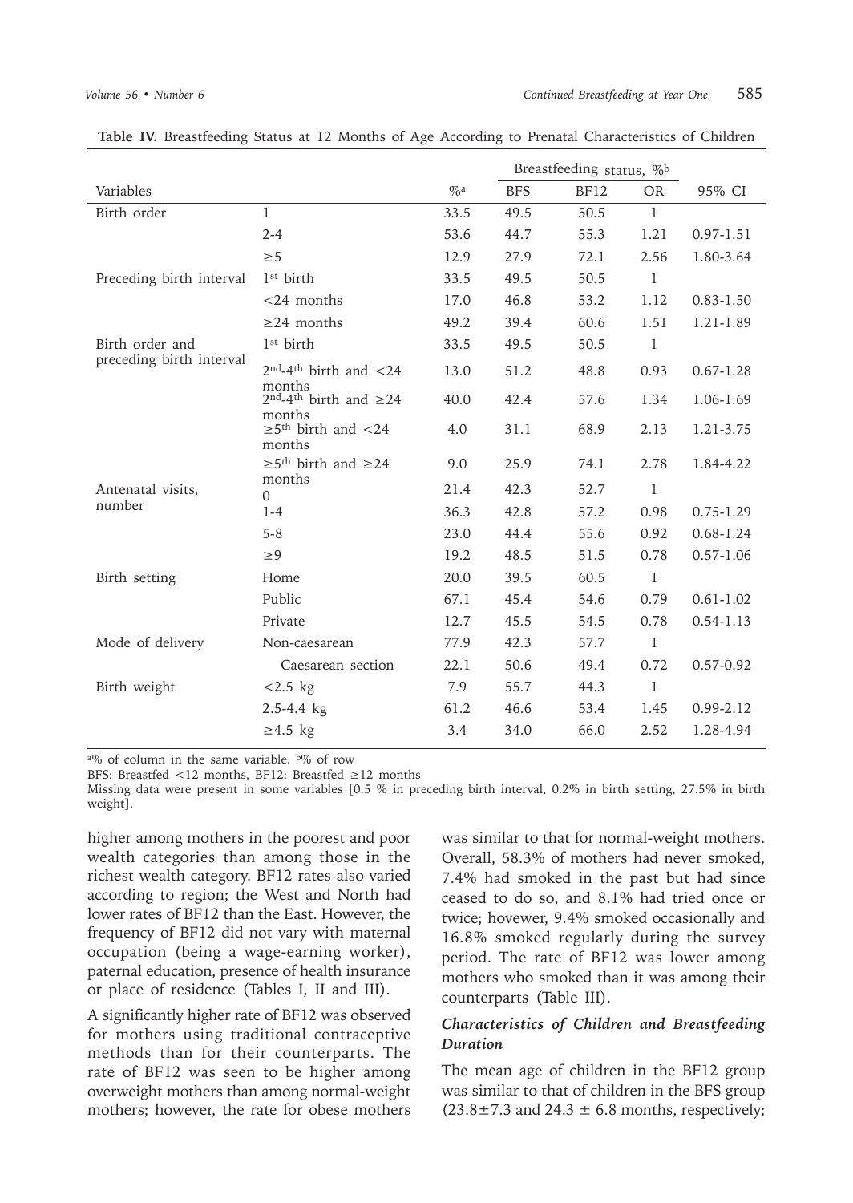**Table IV.** Breastfeeding Status at 12 Months of Age According to Prenatal Characteristics of Children

| Variables | | %[a] | Breastfeeding status, %[b] | | | |
|---|---|---|---|---|---|---|
| | | | BFS | BF12 | OR | 95% CI |
| Birth order | 1 | 33.5 | 49.5 | 50.5 | 1 | |
| | 2-4 | 53.6 | 44.7 | 55.3 | 1.21 | 0.97-1.51 |
| | ≥5 | 12.9 | 27.9 | 72.1 | 2.56 | 1.80-3.64 |
| Preceding birth interval | 1st birth | 33.5 | 49.5 | 50.5 | 1 | |
| | <24 months | 17.0 | 46.8 | 53.2 | 1.12 | 0.83-1.50 |
| | ≥24 months | 49.2 | 39.4 | 60.6 | 1.51 | 1.21-1.89 |
| Birth order and preceding birth interval | 1st birth | 33.5 | 49.5 | 50.5 | 1 | |
| | 2nd-4th birth and <24 months | 13.0 | 51.2 | 48.8 | 0.93 | 0.67-1.28 |
| | 2nd-4th birth and ≥24 months | 40.0 | 42.4 | 57.6 | 1.34 | 1.06-1.69 |
| | ≥5th birth and <24 months | 4.0 | 31.1 | 68.9 | 2.13 | 1.21-3.75 |
| | ≥5th birth and ≥24 months | 9.0 | 25.9 | 74.1 | 2.78 | 1.84-4.22 |
| Antenatal visits, number | 0 | 21.4 | 42.3 | 52.7 | 1 | |
| | 1-4 | 36.3 | 42.8 | 57.2 | 0.98 | 0.75-1.29 |
| | 5-8 | 23.0 | 44.4 | 55.6 | 0.92 | 0.68-1.24 |
| | ≥9 | 19.2 | 48.5 | 51.5 | 0.78 | 0.57-1.06 |
| Birth setting | Home | 20.0 | 39.5 | 60.5 | 1 | |
| | Public | 67.1 | 45.4 | 54.6 | 0.79 | 0.61-1.02 |
| | Private | 12.7 | 45.5 | 54.5 | 0.78 | 0.54-1.13 |
| Mode of delivery | Non-caesarean | 77.9 | 42.3 | 57.7 | 1 | |
| | Caesarean section | 22.1 | 50.6 | 49.4 | 0.72 | 0.57-0.92 |
| Birth weight | <2.5 kg | 7.9 | 55.7 | 44.3 | 1 | |
| | 2.5-4.4 kg | 61.2 | 46.6 | 53.4 | 1.45 | 0.99-2.12 |
| | ≥4.5 kg | 3.4 | 34.0 | 66.0 | 2.52 | 1.28-4.94 |

[a]% of column in the same variable. [b]% of row

BFS: Breastfed <12 months, BF12: Breastfed ≥12 months

Missing data were present in some variables [0.5 % in preceding birth interval, 0.2% in birth setting, 27.5% in birth weight].

higher among mothers in the poorest and poor wealth categories than among those in the richest wealth category. BF12 rates also varied according to region; the West and North had lower rates of BF12 than the East. However, the frequency of BF12 did not vary with maternal occupation (being a wage-earning worker), paternal education, presence of health insurance or place of residence (Tables I, II and III).

A significantly higher rate of BF12 was observed for mothers using traditional contraceptive methods than for their counterparts. The rate of BF12 was seen to be higher among overweight mothers than among normal-weight mothers; however, the rate for obese mothers was similar to that for normal-weight mothers. Overall, 58.3% of mothers had never smoked, 7.4% had smoked in the past but had since ceased to do so, and 8.1% had tried once or twice; hovewer, 9.4% smoked occasionally and 16.8% smoked regularly during the survey period. The rate of BF12 was lower among mothers who smoked than it was among their counterparts (Table III).

### *Characteristics of Children and Breastfeeding Duration*

The mean age of children in the BF12 group was similar to that of children in the BFS group ($23.8 \pm 7.3$ and $24.3 \pm 6.8$ months, respectively;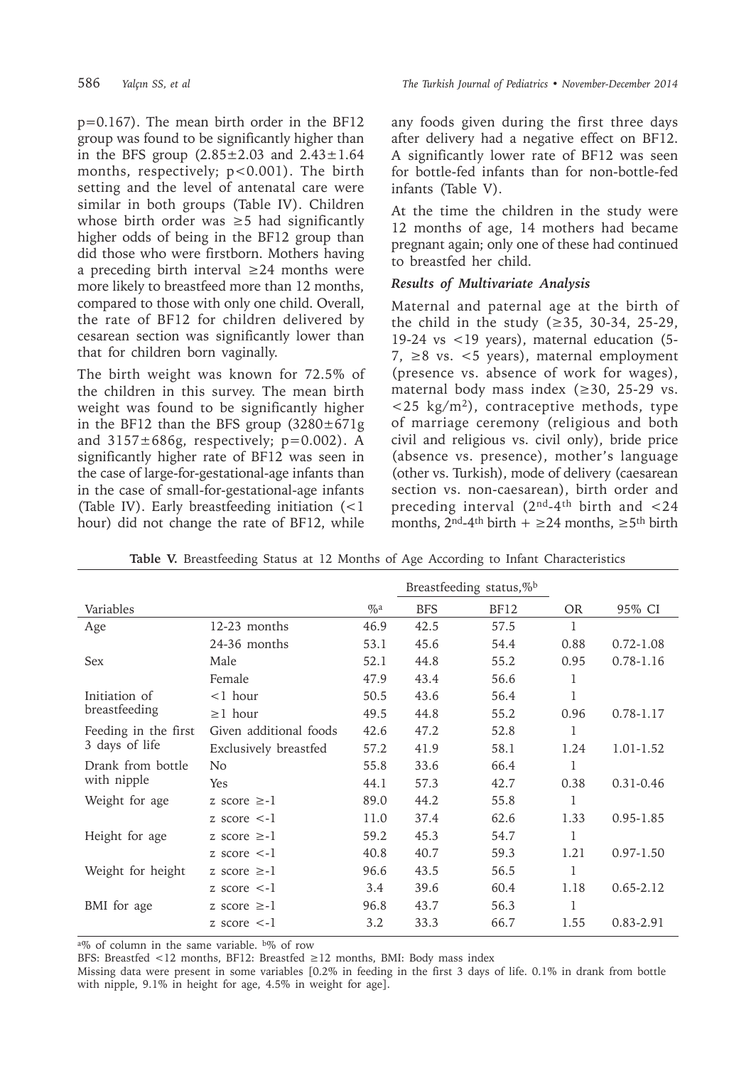p=0.167). The mean birth order in the BF12 group was found to be significantly higher than in the BFS group (2.85±2.03 and 2.43±1.64 months, respectively; $p<0.001$). The birth setting and the level of antenatal care were similar in both groups (Table IV). Children whose birth order was ≥5 had significantly higher odds of being in the BF12 group than did those who were firstborn. Mothers having a preceding birth interval ≥24 months were more likely to breastfeed more than 12 months, compared to those with only one child. Overall, the rate of BF12 for children delivered by cesarean section was significantly lower than that for children born vaginally.

The birth weight was known for 72.5% of the children in this survey. The mean birth weight was found to be significantly higher in the BF12 than the BFS group (3280±671g and 3157±686g, respectively; $p=0.002$). A significantly higher rate of BF12 was seen in the case of large-for-gestational-age infants than in the case of small-for-gestational-age infants (Table IV). Early breastfeeding initiation (<1 hour) did not change the rate of BF12, while any foods given during the first three days after delivery had a negative effect on BF12. A significantly lower rate of BF12 was seen for bottle-fed infants than for non-bottle-fed infants (Table V).

At the time the children in the study were 12 months of age, 14 mothers had became pregnant again; only one of these had continued to breastfed her child.

### *Results of Multivariate Analysis*

Maternal and paternal age at the birth of the child in the study (≥35, 30-34, 25-29, 19-24 vs <19 years), maternal education (5-7, ≥8 vs. <5 years), maternal employment (presence vs. absence of work for wages), maternal body mass index (≥30, 25-29 vs. <25 kg/m$^2$), contraceptive methods, type of marriage ceremony (religious and both civil and religious vs. civil only), bride price (absence vs. presence), mother's language (other vs. Turkish), mode of delivery (caesarean section vs. non-caesarean), birth order and preceding interval (2nd-4th birth and <24 months, 2nd-4th birth + ≥24 months, ≥5th birth

**Table V.** Breastfeeding Status at 12 Months of Age According to Infant Characteristics

| | | | Breastfeeding status,%[b] | | | |
|---|---|---|---|---|---|---|
| Variables | | %[a] | BFS | BF12 | OR | 95% CI |
| Age | 12-23 months | 46.9 | 42.5 | 57.5 | 1 | |
| | 24-36 months | 53.1 | 45.6 | 54.4 | 0.88 | 0.72-1.08 |
| Sex | Male | 52.1 | 44.8 | 55.2 | 0.95 | 0.78-1.16 |
| | Female | 47.9 | 43.4 | 56.6 | 1 | |
| Initiation of breastfeeding | <1 hour | 50.5 | 43.6 | 56.4 | 1 | |
| | ≥1 hour | 49.5 | 44.8 | 55.2 | 0.96 | 0.78-1.17 |
| Feeding in the first 3 days of life | Given additional foods | 42.6 | 47.2 | 52.8 | 1 | |
| | Exclusively breastfed | 57.2 | 41.9 | 58.1 | 1.24 | 1.01-1.52 |
| Drank from bottle with nipple | No | 55.8 | 33.6 | 66.4 | 1 | |
| | Yes | 44.1 | 57.3 | 42.7 | 0.38 | 0.31-0.46 |
| Weight for age | z score ≥-1 | 89.0 | 44.2 | 55.8 | 1 | |
| | z score <-1 | 11.0 | 37.4 | 62.6 | 1.33 | 0.95-1.85 |
| Height for age | z score ≥-1 | 59.2 | 45.3 | 54.7 | 1 | |
| | z score <-1 | 40.8 | 40.7 | 59.3 | 1.21 | 0.97-1.50 |
| Weight for height | z score ≥-1 | 96.6 | 43.5 | 56.5 | 1 | |
| | z score <-1 | 3.4 | 39.6 | 60.4 | 1.18 | 0.65-2.12 |
| BMI for age | z score ≥-1 | 96.8 | 43.7 | 56.3 | 1 | |
| | z score <-1 | 3.2 | 33.3 | 66.7 | 1.55 | 0.83-2.91 |

[a]% of column in the same variable. [b]% of row

BFS: Breastfed <12 months, BF12: Breastfed ≥12 months, BMI: Body mass index

Missing data were present in some variables [0.2% in feeding in the first 3 days of life. 0.1% in drank from bottle with nipple, 9.1% in height for age, 4.5% in weight for age].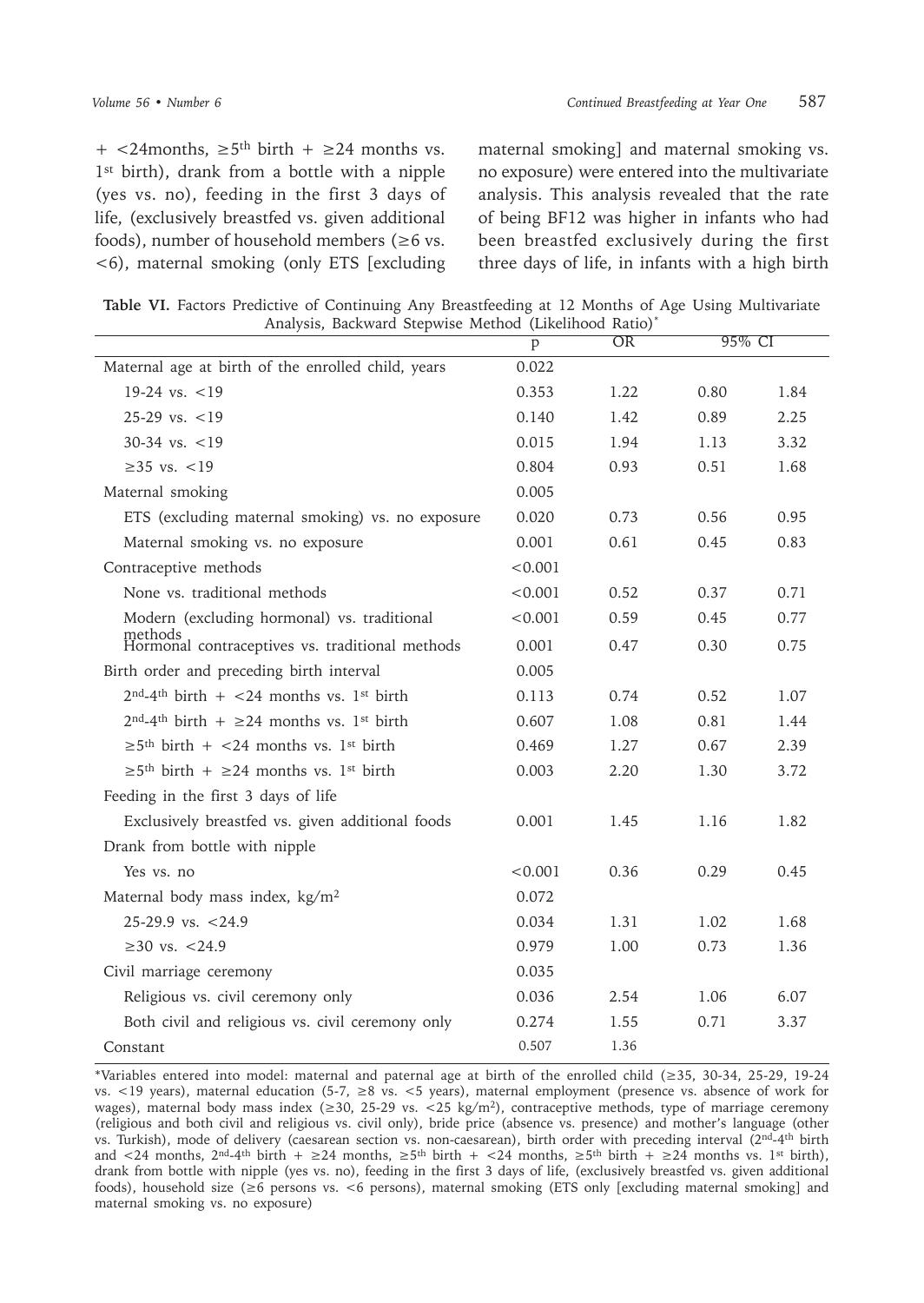+ <24months, ≥5th birth + ≥24 months vs. 1st birth), drank from a bottle with a nipple (yes vs. no), feeding in the first 3 days of life, (exclusively breastfed vs. given additional foods), number of household members (≥6 vs. <6), maternal smoking (only ETS [excluding maternal smoking] and maternal smoking vs. no exposure) were entered into the multivariate analysis. This analysis revealed that the rate of being BF12 was higher in infants who had been breastfed exclusively during the first three days of life, in infants with a high birth

**Table VI.** Factors Predictive of Continuing Any Breastfeeding at 12 Months of Age Using Multivariate Analysis, Backward Stepwise Method (Likelihood Ratio)*

| | p | OR | 95% CI | |
|---|---|---|---|---|
| Maternal age at birth of the enrolled child, years | 0.022 | | | |
| 19-24 vs. <19 | 0.353 | 1.22 | 0.80 | 1.84 |
| 25-29 vs. <19 | 0.140 | 1.42 | 0.89 | 2.25 |
| 30-34 vs. <19 | 0.015 | 1.94 | 1.13 | 3.32 |
| ≥35 vs. <19 | 0.804 | 0.93 | 0.51 | 1.68 |
| Maternal smoking | 0.005 | | | |
| ETS (excluding maternal smoking) vs. no exposure | 0.020 | 0.73 | 0.56 | 0.95 |
| Maternal smoking vs. no exposure | 0.001 | 0.61 | 0.45 | 0.83 |
| Contraceptive methods | <0.001 | | | |
| None vs. traditional methods | <0.001 | 0.52 | 0.37 | 0.71 |
| Modern (excluding hormonal) vs. traditional methods | <0.001 | 0.59 | 0.45 | 0.77 |
| Hormonal contraceptives vs. traditional methods | 0.001 | 0.47 | 0.30 | 0.75 |
| Birth order and preceding birth interval | 0.005 | | | |
| 2nd-4th birth + <24 months vs. 1st birth | 0.113 | 0.74 | 0.52 | 1.07 |
| 2nd-4th birth + ≥24 months vs. 1st birth | 0.607 | 1.08 | 0.81 | 1.44 |
| ≥5th birth + <24 months vs. 1st birth | 0.469 | 1.27 | 0.67 | 2.39 |
| ≥5th birth + ≥24 months vs. 1st birth | 0.003 | 2.20 | 1.30 | 3.72 |
| Feeding in the first 3 days of life | | | | |
| Exclusively breastfed vs. given additional foods | 0.001 | 1.45 | 1.16 | 1.82 |
| Drank from bottle with nipple | | | | |
| Yes vs. no | <0.001 | 0.36 | 0.29 | 0.45 |
| Maternal body mass index, kg/m2 | 0.072 | | | |
| 25-29.9 vs. <24.9 | 0.034 | 1.31 | 1.02 | 1.68 |
| ≥30 vs. <24.9 | 0.979 | 1.00 | 0.73 | 1.36 |
| Civil marriage ceremony | 0.035 | | | |
| Religious vs. civil ceremony only | 0.036 | 2.54 | 1.06 | 6.07 |
| Both civil and religious vs. civil ceremony only | 0.274 | 1.55 | 0.71 | 3.37 |
| Constant | 0.507 | 1.36 | | |

*Variables entered into model: maternal and paternal age at birth of the enrolled child (≥35, 30-34, 25-29, 19-24 vs. <19 years), maternal education (5-7, ≥8 vs. <5 years), maternal employment (presence vs. absence of work for wages), maternal body mass index (≥30, 25-29 vs. <25 kg/m2), contraceptive methods, type of marriage ceremony (religious and both civil and religious vs. civil only), bride price (absence vs. presence) and mother's language (other vs. Turkish), mode of delivery (caesarean section vs. non-caesarean), birth order with preceding interval (2nd-4th birth and <24 months, 2nd-4th birth + ≥24 months, ≥5th birth + <24 months, ≥5th birth + ≥24 months vs. 1st birth), drank from bottle with nipple (yes vs. no), feeding in the first 3 days of life, (exclusively breastfed vs. given additional foods), household size (≥6 persons vs. <6 persons), maternal smoking (ETS only [excluding maternal smoking] and maternal smoking vs. no exposure)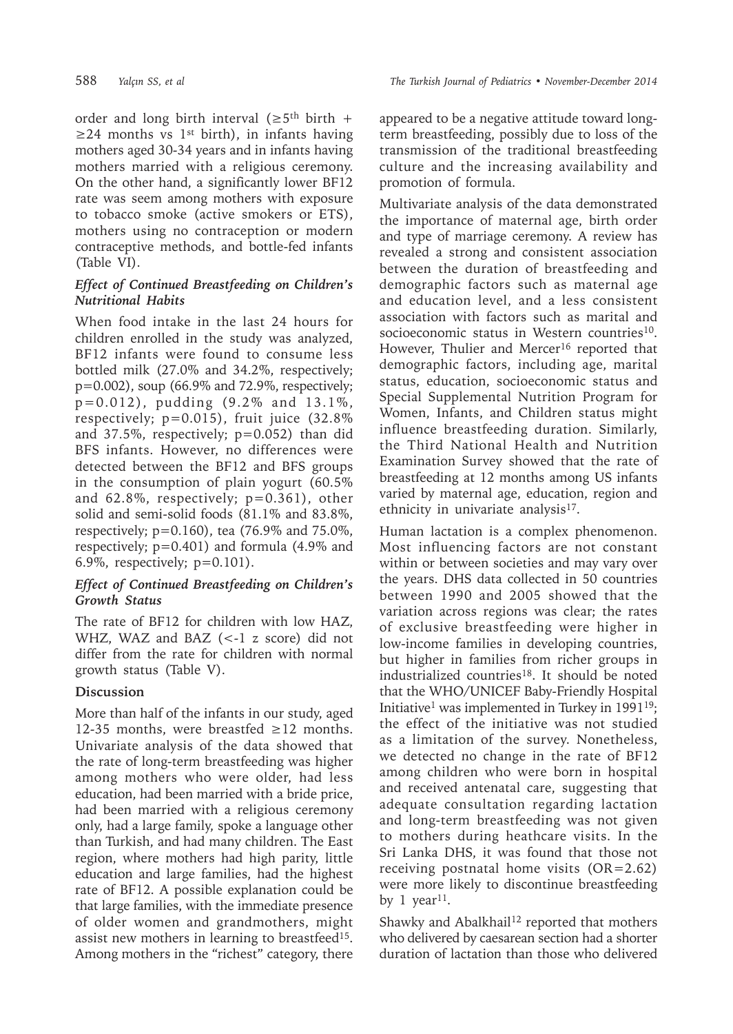order and long birth interval ($\geq 5^{th}$ birth + $\geq 24$ months vs $1^{st}$ birth), in infants having mothers aged 30-34 years and in infants having mothers married with a religious ceremony. On the other hand, a significantly lower BF12 rate was seem among mothers with exposure to tobacco smoke (active smokers or ETS), mothers using no contraception or modern contraceptive methods, and bottle-fed infants (Table VI).

### *Effect of Continued Breastfeeding on Children's Nutritional Habits*

When food intake in the last 24 hours for children enrolled in the study was analyzed, BF12 infants were found to consume less bottled milk (27.0% and 34.2%, respectively; p=0.002), soup (66.9% and 72.9%, respectively; p=0.012), pudding (9.2% and 13.1%, respectively; p=0.015), fruit juice (32.8% and 37.5%, respectively; p=0.052) than did BFS infants. However, no differences were detected between the BF12 and BFS groups in the consumption of plain yogurt (60.5% and 62.8%, respectively; p=0.361), other solid and semi-solid foods (81.1% and 83.8%, respectively; p=0.160), tea (76.9% and 75.0%, respectively; p=0.401) and formula (4.9% and 6.9%, respectively; p=0.101).

### *Effect of Continued Breastfeeding on Children's Growth Status*

The rate of BF12 for children with low HAZ, WHZ, WAZ and BAZ (<-1 z score) did not differ from the rate for children with normal growth status (Table V).

## Discussion

More than half of the infants in our study, aged 12-35 months, were breastfed ≥12 months. Univariate analysis of the data showed that the rate of long-term breastfeeding was higher among mothers who were older, had less education, had been married with a bride price, had been married with a religious ceremony only, had a large family, spoke a language other than Turkish, and had many children. The East region, where mothers had high parity, little education and large families, had the highest rate of BF12. A possible explanation could be that large families, with the immediate presence of older women and grandmothers, might assist new mothers in learning to breastfeed[15]. Among mothers in the "richest" category, there appeared to be a negative attitude toward long-term breastfeeding, possibly due to loss of the transmission of the traditional breastfeeding culture and the increasing availability and promotion of formula.

Multivariate analysis of the data demonstrated the importance of maternal age, birth order and type of marriage ceremony. A review has revealed a strong and consistent association between the duration of breastfeeding and demographic factors such as maternal age and education level, and a less consistent association with factors such as marital and socioeconomic status in Western countries[10]. However, Thulier and Mercer[16] reported that demographic factors, including age, marital status, education, socioeconomic status and Special Supplemental Nutrition Program for Women, Infants, and Children status might influence breastfeeding duration. Similarly, the Third National Health and Nutrition Examination Survey showed that the rate of breastfeeding at 12 months among US infants varied by maternal age, education, region and ethnicity in univariate analysis[17].

Human lactation is a complex phenomenon. Most influencing factors are not constant within or between societies and may vary over the years. DHS data collected in 50 countries between 1990 and 2005 showed that the variation across regions was clear; the rates of exclusive breastfeeding were higher in low-income families in developing countries, but higher in families from richer groups in industrialized countries[18]. It should be noted that the WHO/UNICEF Baby-Friendly Hospital Initiative[1] was implemented in Turkey in 1991[19]; the effect of the initiative was not studied as a limitation of the survey. Nonetheless, we detected no change in the rate of BF12 among children who were born in hospital and received antenatal care, suggesting that adequate consultation regarding lactation and long-term breastfeeding was not given to mothers during heathcare visits. In the Sri Lanka DHS, it was found that those not receiving postnatal home visits (OR=2.62) were more likely to discontinue breastfeeding by 1 year[11].

Shawky and Abalkhail[12] reported that mothers who delivered by caesarean section had a shorter duration of lactation than those who delivered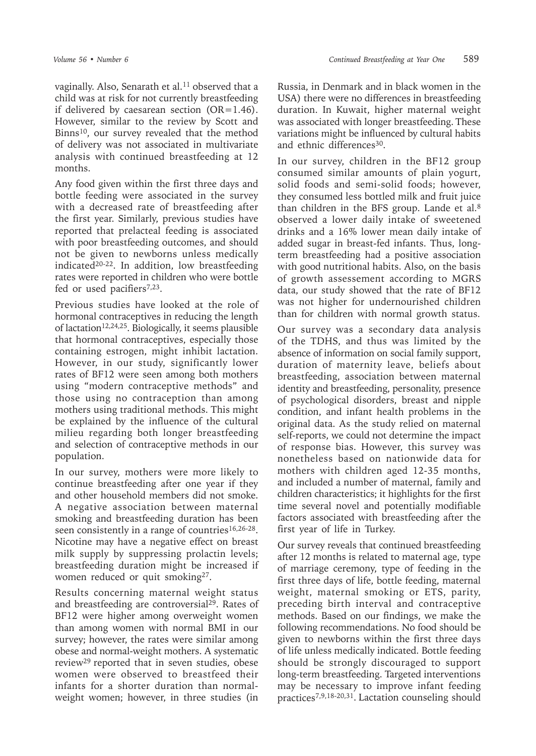vaginally. Also, Senarath et al.[11] observed that a child was at risk for not currently breastfeeding if delivered by caesarean section (OR=1.46). However, similar to the review by Scott and Binns[10], our survey revealed that the method of delivery was not associated in multivariate analysis with continued breastfeeding at 12 months.

Any food given within the first three days and bottle feeding were associated in the survey with a decreased rate of breastfeeding after the first year. Similarly, previous studies have reported that prelacteal feeding is associated with poor breastfeeding outcomes, and should not be given to newborns unless medically indicated[20-22]. In addition, low breastfeeding rates were reported in children who were bottle fed or used pacifiers[7,23].

Previous studies have looked at the role of hormonal contraceptives in reducing the length of lactation[12,24,25]. Biologically, it seems plausible that hormonal contraceptives, especially those containing estrogen, might inhibit lactation. However, in our study, significantly lower rates of BF12 were seen among both mothers using "modern contraceptive methods" and those using no contraception than among mothers using traditional methods. This might be explained by the influence of the cultural milieu regarding both longer breastfeeding and selection of contraceptive methods in our population.

In our survey, mothers were more likely to continue breastfeeding after one year if they and other household members did not smoke. A negative association between maternal smoking and breastfeeding duration has been seen consistently in a range of countries[16,26-28]. Nicotine may have a negative effect on breast milk supply by suppressing prolactin levels; breastfeeding duration might be increased if women reduced or quit smoking[27].

Results concerning maternal weight status and breastfeeding are controversial[29]. Rates of BF12 were higher among overweight women than among women with normal BMI in our survey; however, the rates were similar among obese and normal-weight mothers. A systematic review[29] reported that in seven studies, obese women were observed to breastfeed their infants for a shorter duration than normal-weight women; however, in three studies (in Russia, in Denmark and in black women in the USA) there were no differences in breastfeeding duration. In Kuwait, higher maternal weight was associated with longer breastfeeding. These variations might be influenced by cultural habits and ethnic differences[30].

In our survey, children in the BF12 group consumed similar amounts of plain yogurt, solid foods and semi-solid foods; however, they consumed less bottled milk and fruit juice than children in the BFS group. Lande et al.[8] observed a lower daily intake of sweetened drinks and a 16% lower mean daily intake of added sugar in breast-fed infants. Thus, long-term breastfeeding had a positive association with good nutritional habits. Also, on the basis of growth assessement according to MGRS data, our study showed that the rate of BF12 was not higher for undernourished children than for children with normal growth status.

Our survey was a secondary data analysis of the TDHS, and thus was limited by the absence of information on social family support, duration of maternity leave, beliefs about breastfeeding, association between maternal identity and breastfeeding, personality, presence of psychological disorders, breast and nipple condition, and infant health problems in the original data. As the study relied on maternal self-reports, we could not determine the impact of response bias. However, this survey was nonetheless based on nationwide data for mothers with children aged 12-35 months, and included a number of maternal, family and children characteristics; it highlights for the first time several novel and potentially modifiable factors associated with breastfeeding after the first year of life in Turkey.

Our survey reveals that continued breastfeeding after 12 months is related to maternal age, type of marriage ceremony, type of feeding in the first three days of life, bottle feeding, maternal weight, maternal smoking or ETS, parity, preceding birth interval and contraceptive methods. Based on our findings, we make the following recommendations. No food should be given to newborns within the first three days of life unless medically indicated. Bottle feeding should be strongly discouraged to support long-term breastfeeding. Targeted interventions may be necessary to improve infant feeding practices[7,9,18-20,31]. Lactation counseling should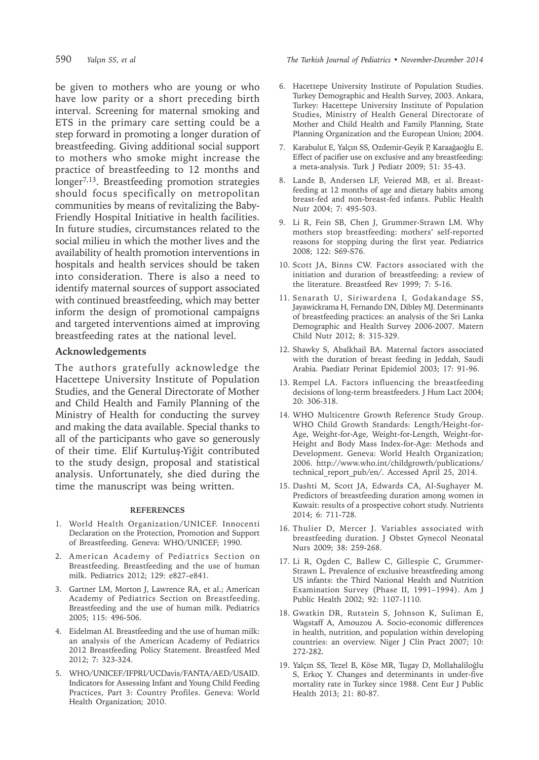be given to mothers who are young or who have low parity or a short preceding birth interval. Screening for maternal smoking and ETS in the primary care setting could be a step forward in promoting a longer duration of breastfeeding. Giving additional social support to mothers who smoke might increase the practice of breastfeeding to 12 months and longer[7,13]. Breastfeeding promotion strategies should focus specifically on metropolitan communities by means of revitalizing the Baby-Friendly Hospital Initiative in health facilities. In future studies, circumstances related to the social milieu in which the mother lives and the availability of health promotion interventions in hospitals and health services should be taken into consideration. There is also a need to identify maternal sources of support associated with continued breastfeeding, which may better inform the design of promotional campaigns and targeted interventions aimed at improving breastfeeding rates at the national level.

## Acknowledgements

The authors gratefully acknowledge the Hacettepe University Institute of Population Studies, and the General Directorate of Mother and Child Health and Family Planning of the Ministry of Health for conducting the survey and making the data available. Special thanks to all of the participants who gave so generously of their time. Elif Kurtuluş-Yiğit contributed to the study design, proposal and statistical analysis. Unfortunately, she died during the time the manuscript was being written.

## REFERENCES

1. World Health Organization/UNICEF. Innocenti Declaration on the Protection, Promotion and Support of Breastfeeding. Geneva: WHO/UNICEF; 1990.
2. American Academy of Pediatrics Section on Breastfeeding. Breastfeeding and the use of human milk. Pediatrics 2012; 129: e827–e841.
3. Gartner LM, Morton J, Lawrence RA, et al.; American Academy of Pediatrics Section on Breastfeeding. Breastfeeding and the use of human milk. Pediatrics 2005; 115: 496-506.
4. Eidelman AI. Breastfeeding and the use of human milk: an analysis of the American Academy of Pediatrics 2012 Breastfeeding Policy Statement. Breastfeed Med 2012; 7: 323-324.
5. WHO/UNICEF/IFPRI/UCDavis/FANTA/AED/USAID. Indicators for Assessing Infant and Young Child Feeding Practices, Part 3: Country Profiles. Geneva: World Health Organization; 2010.
6. Hacettepe University Institute of Population Studies. Turkey Demographic and Health Survey, 2003. Ankara, Turkey: Hacettepe University Institute of Population Studies, Ministry of Health General Directorate of Mother and Child Health and Family Planning, State Planning Organization and the European Union; 2004.
7. Karabulut E, Yalçın SS, Ozdemir-Geyik P, Karaağaoğlu E. Effect of pacifier use on exclusive and any breastfeeding: a meta-analysis. Turk J Pediatr 2009; 51: 35-43.
8. Lande B, Andersen LF, Veierød MB, et al. Breastfeeding at 12 months of age and dietary habits among breast-fed and non-breast-fed infants. Public Health Nutr 2004; 7: 495-503.
9. Li R, Fein SB, Chen J, Grummer-Strawn LM. Why mothers stop breastfeeding: mothers' self-reported reasons for stopping during the first year. Pediatrics 2008; 122: S69-S76.
10. Scott JA, Binns CW. Factors associated with the initiation and duration of breastfeeding: a review of the literature. Breastfeed Rev 1999; 7: 5-16.
11. Senarath U, Siriwardena I, Godakandage SS, Jayawickrama H, Fernando DN, Dibley MJ. Determinants of breastfeeding practices: an analysis of the Sri Lanka Demographic and Health Survey 2006-2007. Matern Child Nutr 2012; 8: 315-329.
12. Shawky S, Abalkhail BA. Maternal factors associated with the duration of breast feeding in Jeddah, Saudi Arabia. Paediatr Perinat Epidemiol 2003; 17: 91-96.
13. Rempel LA. Factors influencing the breastfeeding decisions of long-term breastfeeders. J Hum Lact 2004; 20: 306-318.
14. WHO Multicentre Growth Reference Study Group. WHO Child Growth Standards: Length/Height-for-Age, Weight-for-Age, Weight-for-Length, Weight-for-Height and Body Mass Index-for-Age: Methods and Development. Geneva: World Health Organization; 2006. http://www.who.int/childgrowth/publications/technical_report_pub/en/. Accessed April 25, 2014.
15. Dashti M, Scott JA, Edwards CA, Al-Sughayer M. Predictors of breastfeeding duration among women in Kuwait: results of a prospective cohort study. Nutrients 2014; 6: 711-728.
16. Thulier D, Mercer J. Variables associated with breastfeeding duration. J Obstet Gynecol Neonatal Nurs 2009; 38: 259-268.
17. Li R, Ogden C, Ballew C, Gillespie C, Grummer-Strawn L. Prevalence of exclusive breastfeeding among US infants: the Third National Health and Nutrition Examination Survey (Phase II, 1991–1994). Am J Public Health 2002; 92: 1107-1110.
18. Gwatkin DR, Rutstein S, Johnson K, Suliman E, Wagstaff A, Amouzou A. Socio-economic differences in health, nutrition, and population within developing countries: an overview. Niger J Clin Pract 2007; 10: 272-282.
19. Yalçın SS, Tezel B, Köse MR, Tugay D, Mollahaliloğlu S, Erkoç Y. Changes and determinants in under-five mortality rate in Turkey since 1988. Cent Eur J Public Health 2013; 21: 80-87.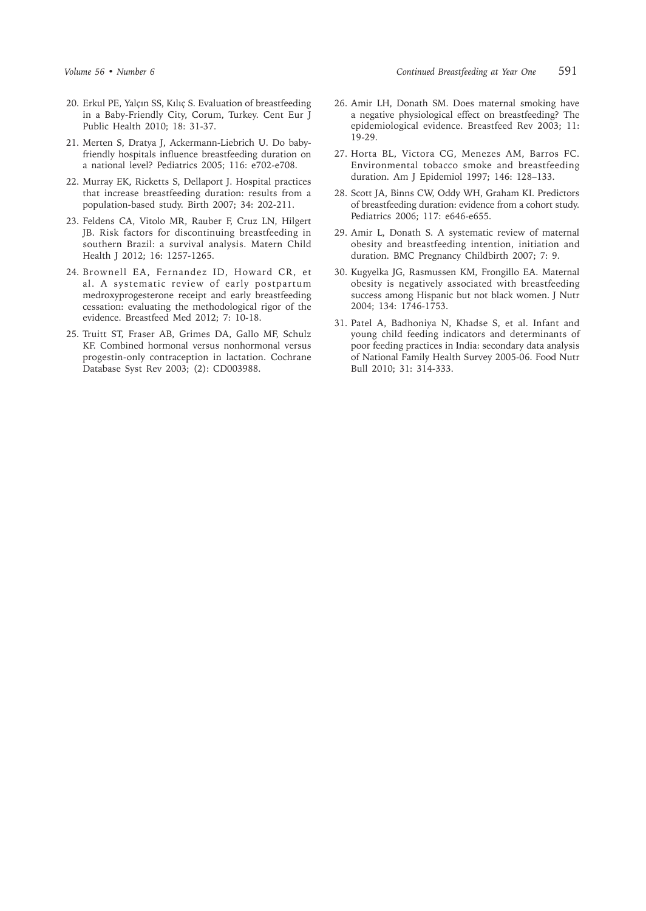20. Erkul PE, Yalçın SS, Kılıç S. Evaluation of breastfeeding in a Baby-Friendly City, Corum, Turkey. Cent Eur J Public Health 2010; 18: 31-37.
21. Merten S, Dratya J, Ackermann-Liebrich U. Do baby-friendly hospitals influence breastfeeding duration on a national level? Pediatrics 2005; 116: e702-e708.
22. Murray EK, Ricketts S, Dellaport J. Hospital practices that increase breastfeeding duration: results from a population-based study. Birth 2007; 34: 202-211.
23. Feldens CA, Vitolo MR, Rauber F, Cruz LN, Hilgert JB. Risk factors for discontinuing breastfeeding in southern Brazil: a survival analysis. Matern Child Health J 2012; 16: 1257-1265.
24. Brownell EA, Fernandez ID, Howard CR, et al. A systematic review of early postpartum medroxyprogesterone receipt and early breastfeeding cessation: evaluating the methodological rigor of the evidence. Breastfeed Med 2012; 7: 10-18.
25. Truitt ST, Fraser AB, Grimes DA, Gallo MF, Schulz KF. Combined hormonal versus nonhormonal versus progestin-only contraception in lactation. Cochrane Database Syst Rev 2003; (2): CD003988.
26. Amir LH, Donath SM. Does maternal smoking have a negative physiological effect on breastfeeding? The epidemiological evidence. Breastfeed Rev 2003; 11: 19-29.
27. Horta BL, Victora CG, Menezes AM, Barros FC. Environmental tobacco smoke and breastfeeding duration. Am J Epidemiol 1997; 146: 128–133.
28. Scott JA, Binns CW, Oddy WH, Graham KI. Predictors of breastfeeding duration: evidence from a cohort study. Pediatrics 2006; 117: e646-e655.
29. Amir L, Donath S. A systematic review of maternal obesity and breastfeeding intention, initiation and duration. BMC Pregnancy Childbirth 2007; 7: 9.
30. Kugyelka JG, Rasmussen KM, Frongillo EA. Maternal obesity is negatively associated with breastfeeding success among Hispanic but not black women. J Nutr 2004; 134: 1746-1753.
31. Patel A, Badhoniya N, Khadse S, et al. Infant and young child feeding indicators and determinants of poor feeding practices in India: secondary data analysis of National Family Health Survey 2005-06. Food Nutr Bull 2010; 31: 314-333.